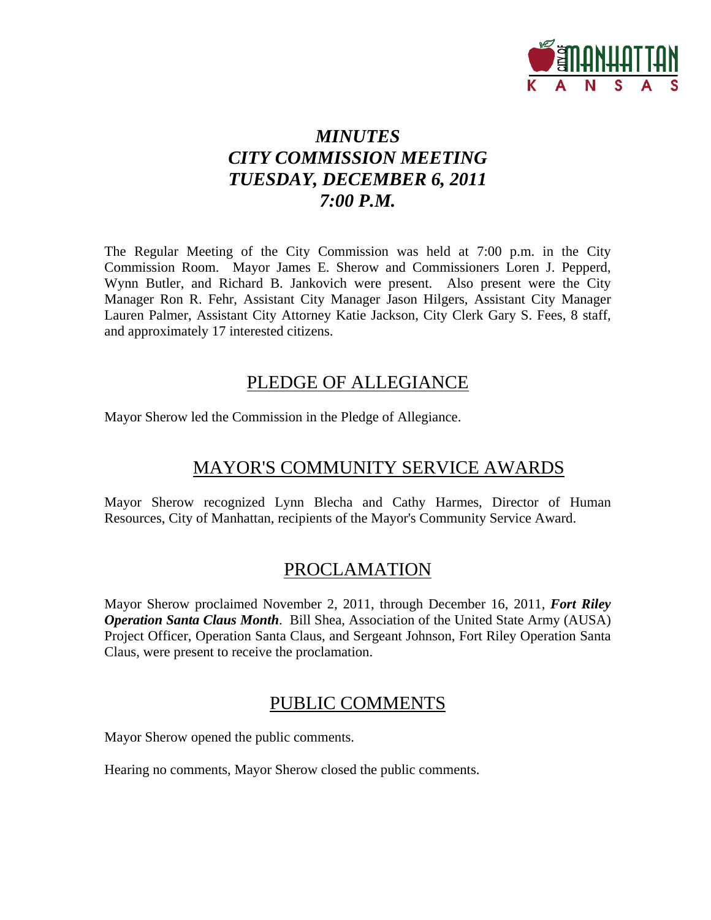# *MINUTES CITY COMMISSION MEETING TUESDAY, DECEMBER 6, 2011 7:00 P.M.*

The Regular Meeting of the City Commission was held at 7:00 p.m. in the City Commission Room. Mayor James E. Sherow and Commissioners Loren J. Pepperd, Wynn Butler, and Richard B. Jankovich were present. Also present were the City Manager Ron R. Fehr, Assistant City Manager Jason Hilgers, Assistant City Manager Lauren Palmer, Assistant City Attorney Katie Jackson, City Clerk Gary S. Fees, 8 staff, and approximately 17 interested citizens.

## PLEDGE OF ALLEGIANCE

Mayor Sherow led the Commission in the Pledge of Allegiance.

## MAYOR'S COMMUNITY SERVICE AWARDS

Mayor Sherow recognized Lynn Blecha and Cathy Harmes, Director of Human Resources, City of Manhattan, recipients of the Mayor's Community Service Award.

## PROCLAMATION

Mayor Sherow proclaimed November 2, 2011, through December 16, 2011, ***Fort Riley Operation Santa Claus Month***. Bill Shea, Association of the United State Army (AUSA) Project Officer, Operation Santa Claus, and Sergeant Johnson, Fort Riley Operation Santa Claus, were present to receive the proclamation.

## PUBLIC COMMENTS

Mayor Sherow opened the public comments.

Hearing no comments, Mayor Sherow closed the public comments.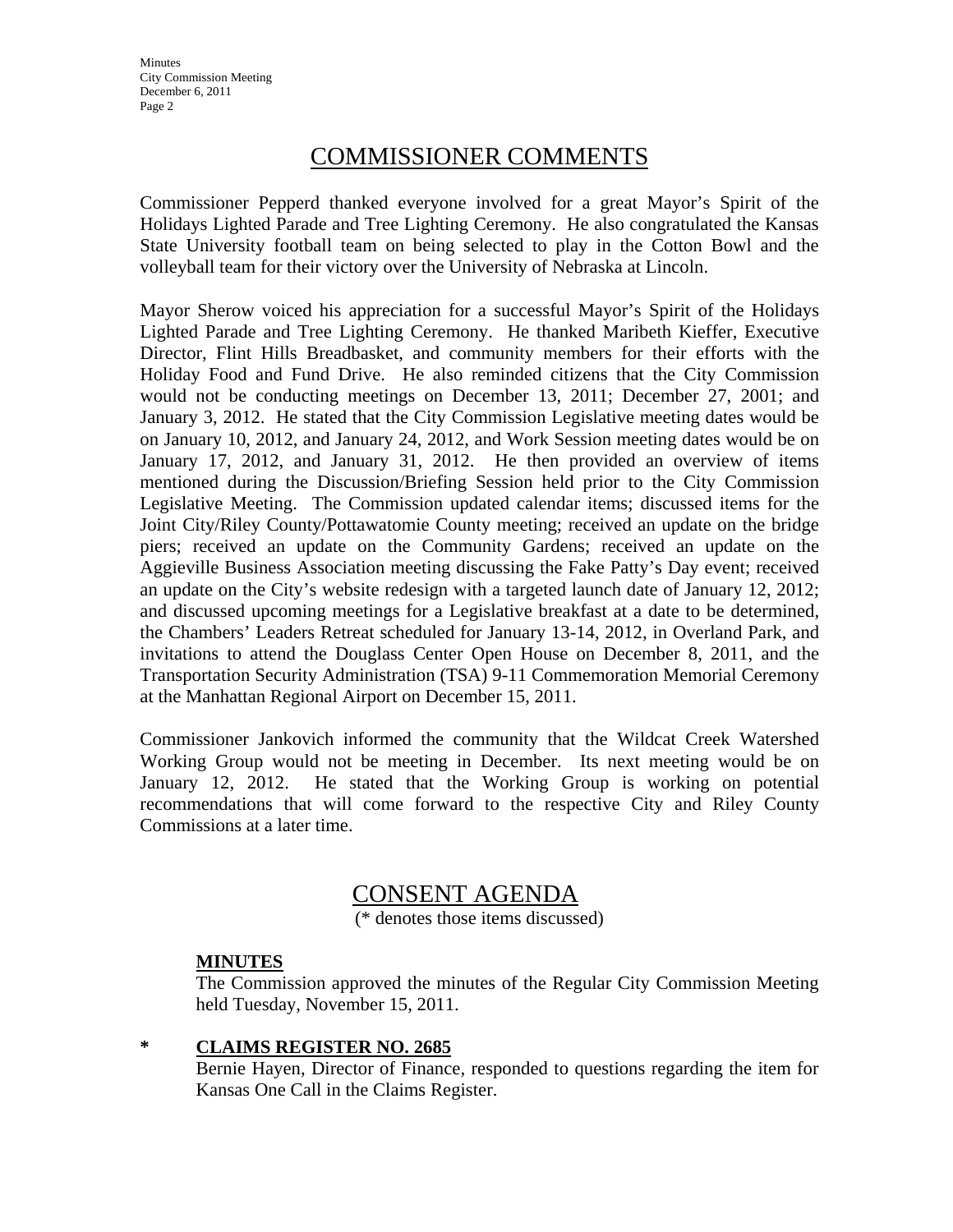## COMMISSIONER COMMENTS

Commissioner Pepperd thanked everyone involved for a great Mayor's Spirit of the Holidays Lighted Parade and Tree Lighting Ceremony. He also congratulated the Kansas State University football team on being selected to play in the Cotton Bowl and the volleyball team for their victory over the University of Nebraska at Lincoln.

Mayor Sherow voiced his appreciation for a successful Mayor's Spirit of the Holidays Lighted Parade and Tree Lighting Ceremony. He thanked Maribeth Kieffer, Executive Director, Flint Hills Breadbasket, and community members for their efforts with the Holiday Food and Fund Drive. He also reminded citizens that the City Commission would not be conducting meetings on December 13, 2011; December 27, 2001; and January 3, 2012. He stated that the City Commission Legislative meeting dates would be on January 10, 2012, and January 24, 2012, and Work Session meeting dates would be on January 17, 2012, and January 31, 2012. He then provided an overview of items mentioned during the Discussion/Briefing Session held prior to the City Commission Legislative Meeting. The Commission updated calendar items; discussed items for the Joint City/Riley County/Pottawatomie County meeting; received an update on the bridge piers; received an update on the Community Gardens; received an update on the Aggieville Business Association meeting discussing the Fake Patty's Day event; received an update on the City's website redesign with a targeted launch date of January 12, 2012; and discussed upcoming meetings for a Legislative breakfast at a date to be determined, the Chambers' Leaders Retreat scheduled for January 13-14, 2012, in Overland Park, and invitations to attend the Douglass Center Open House on December 8, 2011, and the Transportation Security Administration (TSA) 9-11 Commemoration Memorial Ceremony at the Manhattan Regional Airport on December 15, 2011.

Commissioner Jankovich informed the community that the Wildcat Creek Watershed Working Group would not be meeting in December. Its next meeting would be on January 12, 2012. He stated that the Working Group is working on potential recommendations that will come forward to the respective City and Riley County Commissions at a later time.

## CONSENT AGENDA

(* denotes those items discussed)

**MINUTES**

The Commission approved the minutes of the Regular City Commission Meeting held Tuesday, November 15, 2011.

\* **CLAIMS REGISTER NO. 2685**

Bernie Hayen, Director of Finance, responded to questions regarding the item for Kansas One Call in the Claims Register.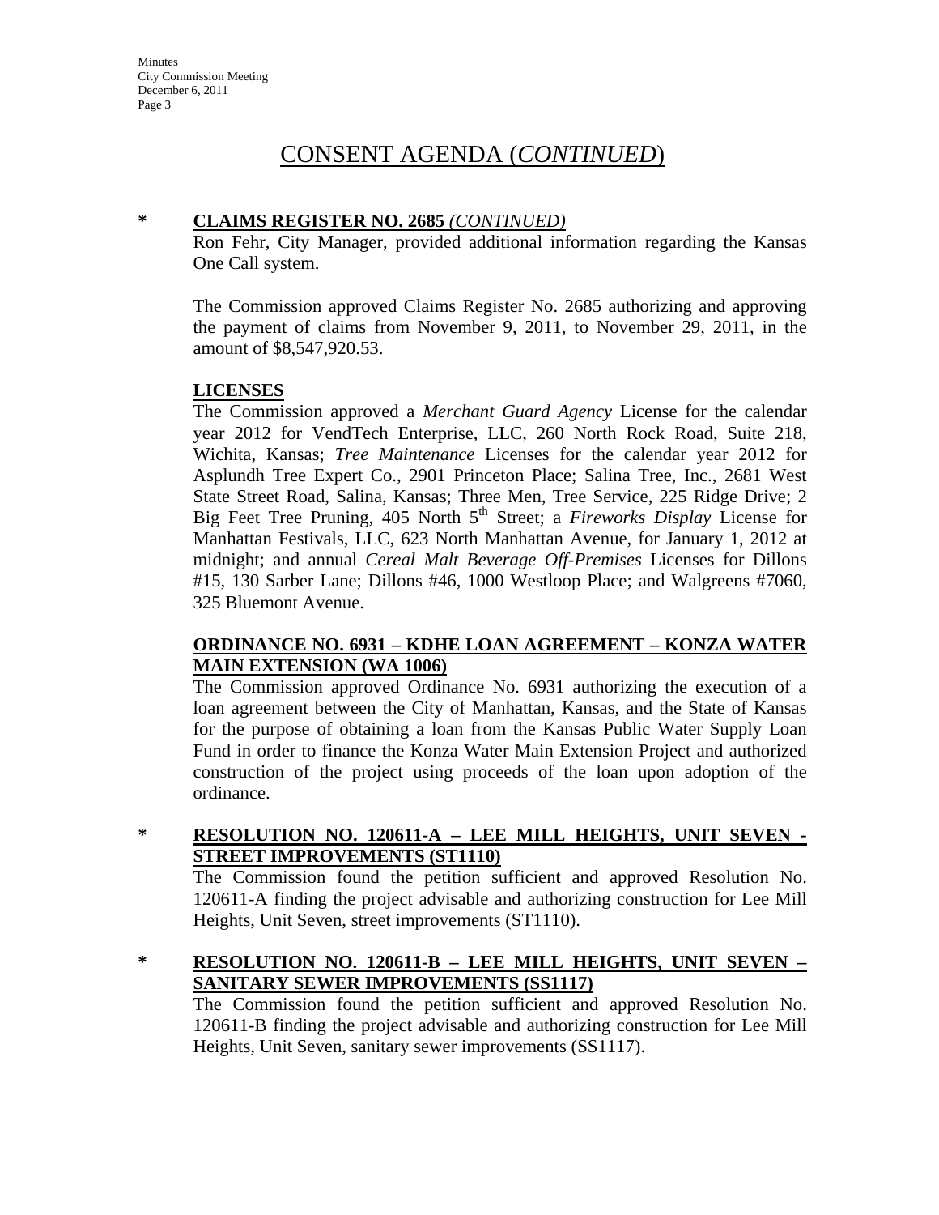# CONSENT AGENDA (*CONTINUED*)

**\* CLAIMS REGISTER NO. 2685** ***(CONTINUED)***

Ron Fehr, City Manager, provided additional information regarding the Kansas One Call system.

The Commission approved Claims Register No. 2685 authorizing and approving the payment of claims from November 9, 2011, to November 29, 2011, in the amount of $8,547,920.53.

**LICENSES**

The Commission approved a *Merchant Guard Agency* License for the calendar year 2012 for VendTech Enterprise, LLC, 260 North Rock Road, Suite 218, Wichita, Kansas; *Tree Maintenance* Licenses for the calendar year 2012 for Asplundh Tree Expert Co., 2901 Princeton Place; Salina Tree, Inc., 2681 West State Street Road, Salina, Kansas; Three Men, Tree Service, 225 Ridge Drive; 2 Big Feet Tree Pruning, 405 North 5th Street; a *Fireworks Display* License for Manhattan Festivals, LLC, 623 North Manhattan Avenue, for January 1, 2012 at midnight; and annual *Cereal Malt Beverage Off-Premises* Licenses for Dillons #15, 130 Sarber Lane; Dillons #46, 1000 Westloop Place; and Walgreens #7060, 325 Bluemont Avenue.

**ORDINANCE NO. 6931 – KDHE LOAN AGREEMENT – KONZA WATER MAIN EXTENSION (WA 1006)**

The Commission approved Ordinance No. 6931 authorizing the execution of a loan agreement between the City of Manhattan, Kansas, and the State of Kansas for the purpose of obtaining a loan from the Kansas Public Water Supply Loan Fund in order to finance the Konza Water Main Extension Project and authorized construction of the project using proceeds of the loan upon adoption of the ordinance.

**\* RESOLUTION NO. 120611-A – LEE MILL HEIGHTS, UNIT SEVEN - STREET IMPROVEMENTS (ST1110)**

The Commission found the petition sufficient and approved Resolution No. 120611-A finding the project advisable and authorizing construction for Lee Mill Heights, Unit Seven, street improvements (ST1110).

**\* RESOLUTION NO. 120611-B – LEE MILL HEIGHTS, UNIT SEVEN – SANITARY SEWER IMPROVEMENTS (SS1117)**

The Commission found the petition sufficient and approved Resolution No. 120611-B finding the project advisable and authorizing construction for Lee Mill Heights, Unit Seven, sanitary sewer improvements (SS1117).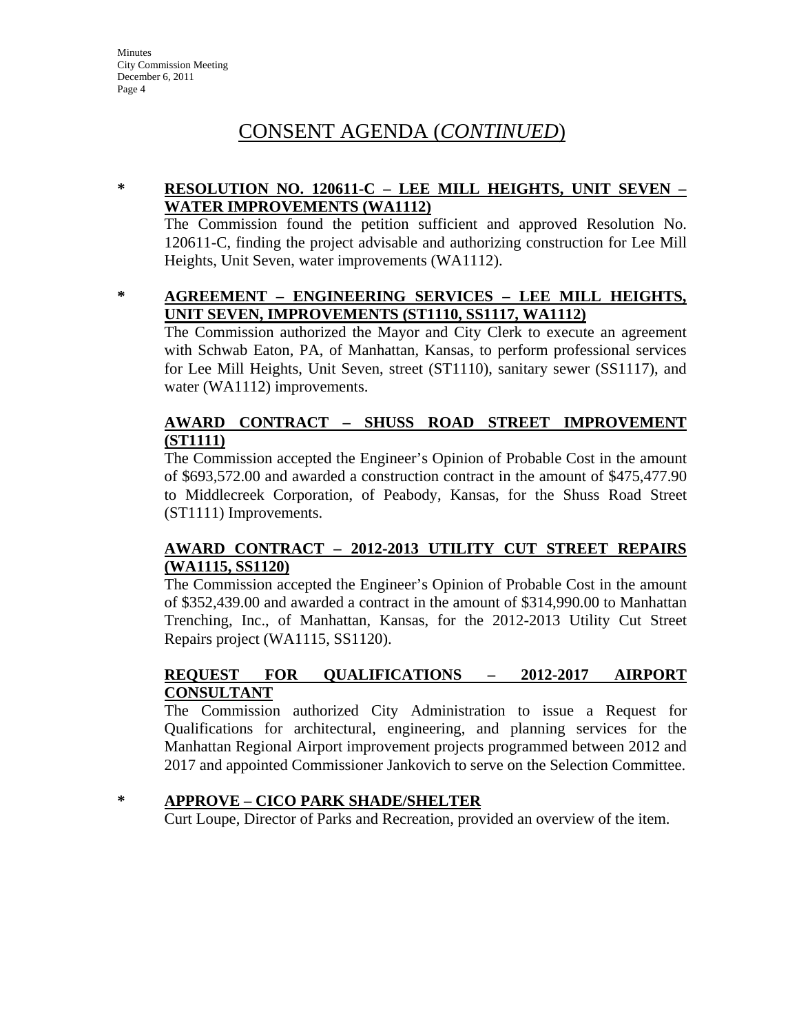## CONSENT AGENDA (*CONTINUED*)

**\* RESOLUTION NO. 120611-C – LEE MILL HEIGHTS, UNIT SEVEN – WATER IMPROVEMENTS (WA1112)**

The Commission found the petition sufficient and approved Resolution No. 120611-C, finding the project advisable and authorizing construction for Lee Mill Heights, Unit Seven, water improvements (WA1112).

**\* AGREEMENT – ENGINEERING SERVICES – LEE MILL HEIGHTS, UNIT SEVEN, IMPROVEMENTS (ST1110, SS1117, WA1112)**

The Commission authorized the Mayor and City Clerk to execute an agreement with Schwab Eaton, PA, of Manhattan, Kansas, to perform professional services for Lee Mill Heights, Unit Seven, street (ST1110), sanitary sewer (SS1117), and water (WA1112) improvements.

**AWARD CONTRACT – SHUSS ROAD STREET IMPROVEMENT (ST1111)**

The Commission accepted the Engineer's Opinion of Probable Cost in the amount of $693,572.00 and awarded a construction contract in the amount of $475,477.90 to Middlecreek Corporation, of Peabody, Kansas, for the Shuss Road Street (ST1111) Improvements.

**AWARD CONTRACT – 2012-2013 UTILITY CUT STREET REPAIRS (WA1115, SS1120)**

The Commission accepted the Engineer's Opinion of Probable Cost in the amount of $352,439.00 and awarded a contract in the amount of $314,990.00 to Manhattan Trenching, Inc., of Manhattan, Kansas, for the 2012-2013 Utility Cut Street Repairs project (WA1115, SS1120).

**REQUEST FOR QUALIFICATIONS – 2012-2017 AIRPORT CONSULTANT**

The Commission authorized City Administration to issue a Request for Qualifications for architectural, engineering, and planning services for the Manhattan Regional Airport improvement projects programmed between 2012 and 2017 and appointed Commissioner Jankovich to serve on the Selection Committee.

**\* APPROVE – CICO PARK SHADE/SHELTER**

Curt Loupe, Director of Parks and Recreation, provided an overview of the item.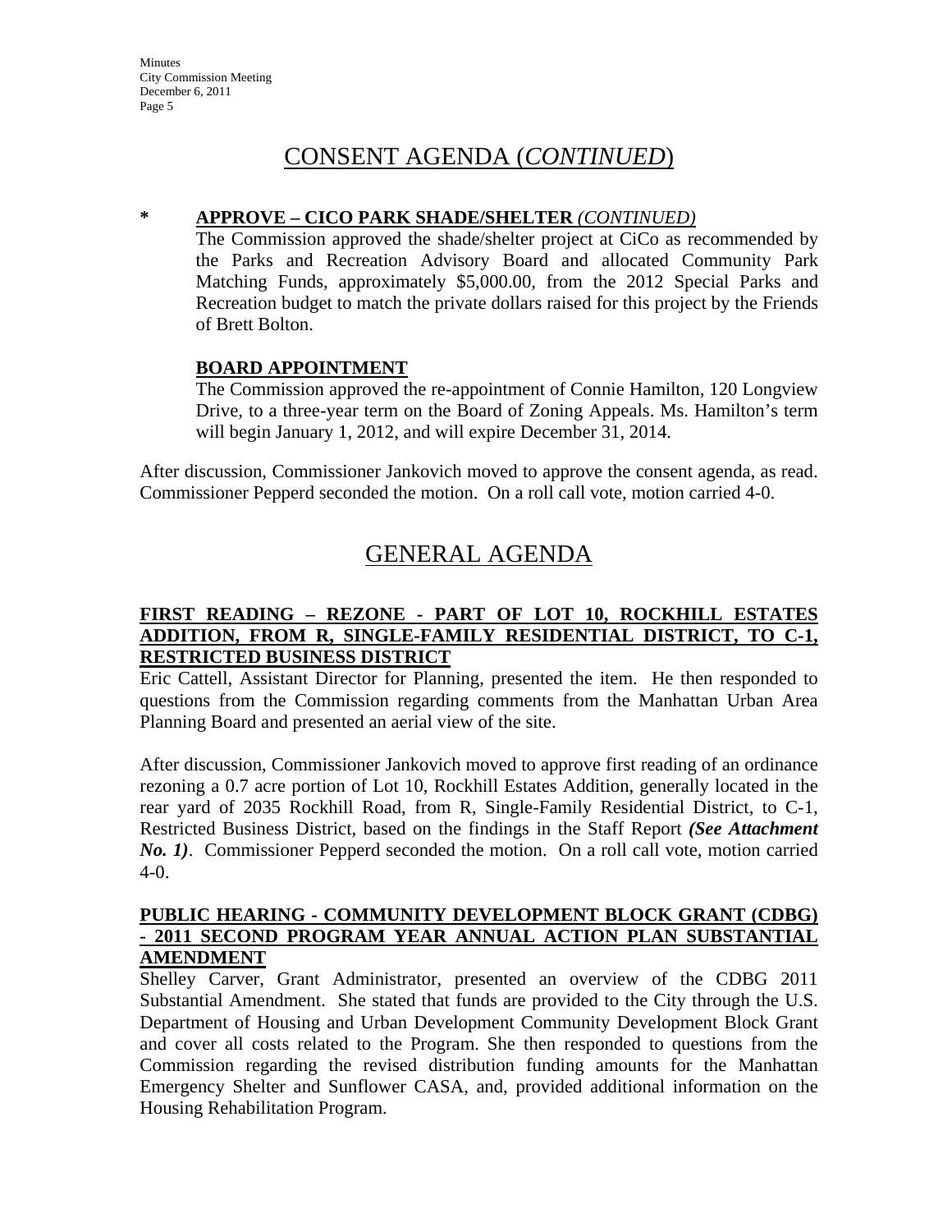# CONSENT AGENDA (*CONTINUED*)

**\* APPROVE – CICO PARK SHADE/SHELTER** *(CONTINUED)*

The Commission approved the shade/shelter project at CiCo as recommended by the Parks and Recreation Advisory Board and allocated Community Park Matching Funds, approximately $5,000.00, from the 2012 Special Parks and Recreation budget to match the private dollars raised for this project by the Friends of Brett Bolton.

**BOARD APPOINTMENT**

The Commission approved the re-appointment of Connie Hamilton, 120 Longview Drive, to a three-year term on the Board of Zoning Appeals. Ms. Hamilton's term will begin January 1, 2012, and will expire December 31, 2014.

After discussion, Commissioner Jankovich moved to approve the consent agenda, as read. Commissioner Pepperd seconded the motion. On a roll call vote, motion carried 4-0.

# GENERAL AGENDA

### FIRST READING – REZONE - PART OF LOT 10, ROCKHILL ESTATES ADDITION, FROM R, SINGLE-FAMILY RESIDENTIAL DISTRICT, TO C-1, RESTRICTED BUSINESS DISTRICT

Eric Cattell, Assistant Director for Planning, presented the item. He then responded to questions from the Commission regarding comments from the Manhattan Urban Area Planning Board and presented an aerial view of the site.

After discussion, Commissioner Jankovich moved to approve first reading of an ordinance rezoning a 0.7 acre portion of Lot 10, Rockhill Estates Addition, generally located in the rear yard of 2035 Rockhill Road, from R, Single-Family Residential District, to C-1, Restricted Business District, based on the findings in the Staff Report ***(See Attachment No. 1)***. Commissioner Pepperd seconded the motion. On a roll call vote, motion carried 4-0.

### PUBLIC HEARING - COMMUNITY DEVELOPMENT BLOCK GRANT (CDBG) - 2011 SECOND PROGRAM YEAR ANNUAL ACTION PLAN SUBSTANTIAL AMENDMENT

Shelley Carver, Grant Administrator, presented an overview of the CDBG 2011 Substantial Amendment. She stated that funds are provided to the City through the U.S. Department of Housing and Urban Development Community Development Block Grant and cover all costs related to the Program. She then responded to questions from the Commission regarding the revised distribution funding amounts for the Manhattan Emergency Shelter and Sunflower CASA, and, provided additional information on the Housing Rehabilitation Program.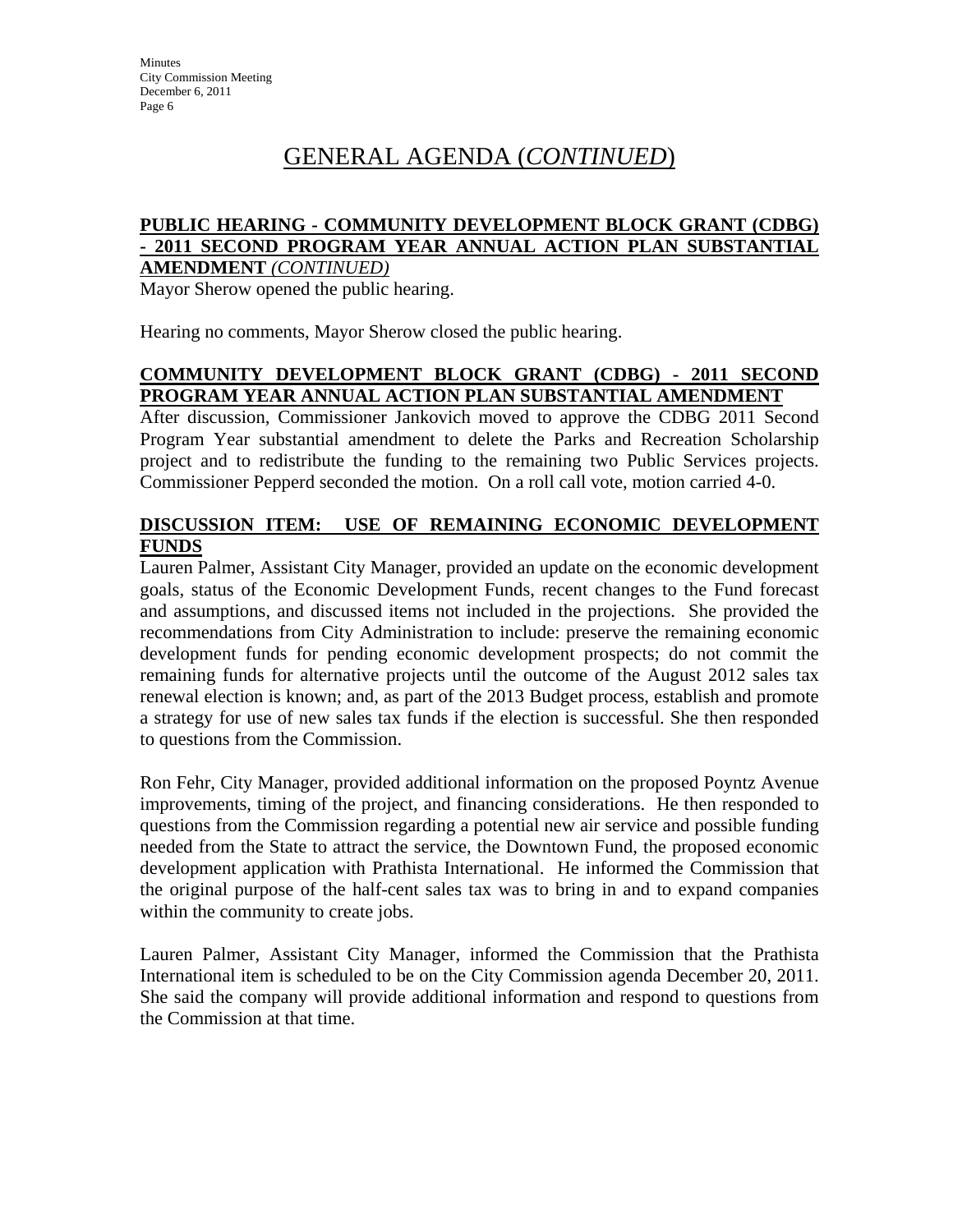# GENERAL AGENDA (*CONTINUED*)

**PUBLIC HEARING - COMMUNITY DEVELOPMENT BLOCK GRANT (CDBG) - 2011 SECOND PROGRAM YEAR ANNUAL ACTION PLAN SUBSTANTIAL AMENDMENT** ***(CONTINUED)***

Mayor Sherow opened the public hearing.

Hearing no comments, Mayor Sherow closed the public hearing.

**COMMUNITY DEVELOPMENT BLOCK GRANT (CDBG) - 2011 SECOND PROGRAM YEAR ANNUAL ACTION PLAN SUBSTANTIAL AMENDMENT**

After discussion, Commissioner Jankovich moved to approve the CDBG 2011 Second Program Year substantial amendment to delete the Parks and Recreation Scholarship project and to redistribute the funding to the remaining two Public Services projects. Commissioner Pepperd seconded the motion. On a roll call vote, motion carried 4-0.

**DISCUSSION ITEM: USE OF REMAINING ECONOMIC DEVELOPMENT FUNDS**

Lauren Palmer, Assistant City Manager, provided an update on the economic development goals, status of the Economic Development Funds, recent changes to the Fund forecast and assumptions, and discussed items not included in the projections. She provided the recommendations from City Administration to include: preserve the remaining economic development funds for pending economic development prospects; do not commit the remaining funds for alternative projects until the outcome of the August 2012 sales tax renewal election is known; and, as part of the 2013 Budget process, establish and promote a strategy for use of new sales tax funds if the election is successful. She then responded to questions from the Commission.

Ron Fehr, City Manager, provided additional information on the proposed Poyntz Avenue improvements, timing of the project, and financing considerations. He then responded to questions from the Commission regarding a potential new air service and possible funding needed from the State to attract the service, the Downtown Fund, the proposed economic development application with Prathista International. He informed the Commission that the original purpose of the half-cent sales tax was to bring in and to expand companies within the community to create jobs.

Lauren Palmer, Assistant City Manager, informed the Commission that the Prathista International item is scheduled to be on the City Commission agenda December 20, 2011. She said the company will provide additional information and respond to questions from the Commission at that time.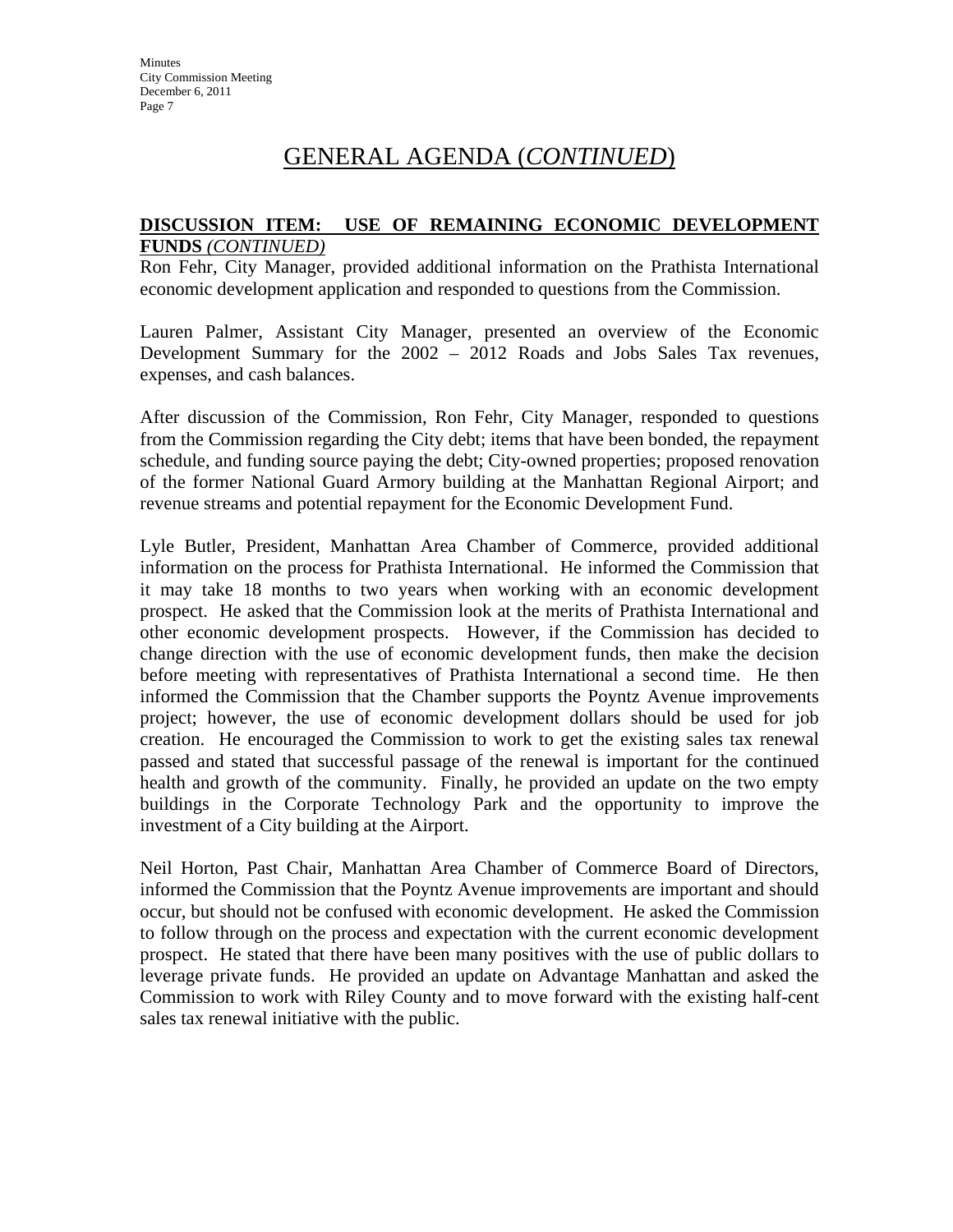# GENERAL AGENDA (*CONTINUED*)

**DISCUSSION ITEM: USE OF REMAINING ECONOMIC DEVELOPMENT FUNDS** *(CONTINUED)*

Ron Fehr, City Manager, provided additional information on the Prathista International economic development application and responded to questions from the Commission.

Lauren Palmer, Assistant City Manager, presented an overview of the Economic Development Summary for the 2002 – 2012 Roads and Jobs Sales Tax revenues, expenses, and cash balances.

After discussion of the Commission, Ron Fehr, City Manager, responded to questions from the Commission regarding the City debt; items that have been bonded, the repayment schedule, and funding source paying the debt; City-owned properties; proposed renovation of the former National Guard Armory building at the Manhattan Regional Airport; and revenue streams and potential repayment for the Economic Development Fund.

Lyle Butler, President, Manhattan Area Chamber of Commerce, provided additional information on the process for Prathista International. He informed the Commission that it may take 18 months to two years when working with an economic development prospect. He asked that the Commission look at the merits of Prathista International and other economic development prospects. However, if the Commission has decided to change direction with the use of economic development funds, then make the decision before meeting with representatives of Prathista International a second time. He then informed the Commission that the Chamber supports the Poyntz Avenue improvements project; however, the use of economic development dollars should be used for job creation. He encouraged the Commission to work to get the existing sales tax renewal passed and stated that successful passage of the renewal is important for the continued health and growth of the community. Finally, he provided an update on the two empty buildings in the Corporate Technology Park and the opportunity to improve the investment of a City building at the Airport.

Neil Horton, Past Chair, Manhattan Area Chamber of Commerce Board of Directors, informed the Commission that the Poyntz Avenue improvements are important and should occur, but should not be confused with economic development. He asked the Commission to follow through on the process and expectation with the current economic development prospect. He stated that there have been many positives with the use of public dollars to leverage private funds. He provided an update on Advantage Manhattan and asked the Commission to work with Riley County and to move forward with the existing half-cent sales tax renewal initiative with the public.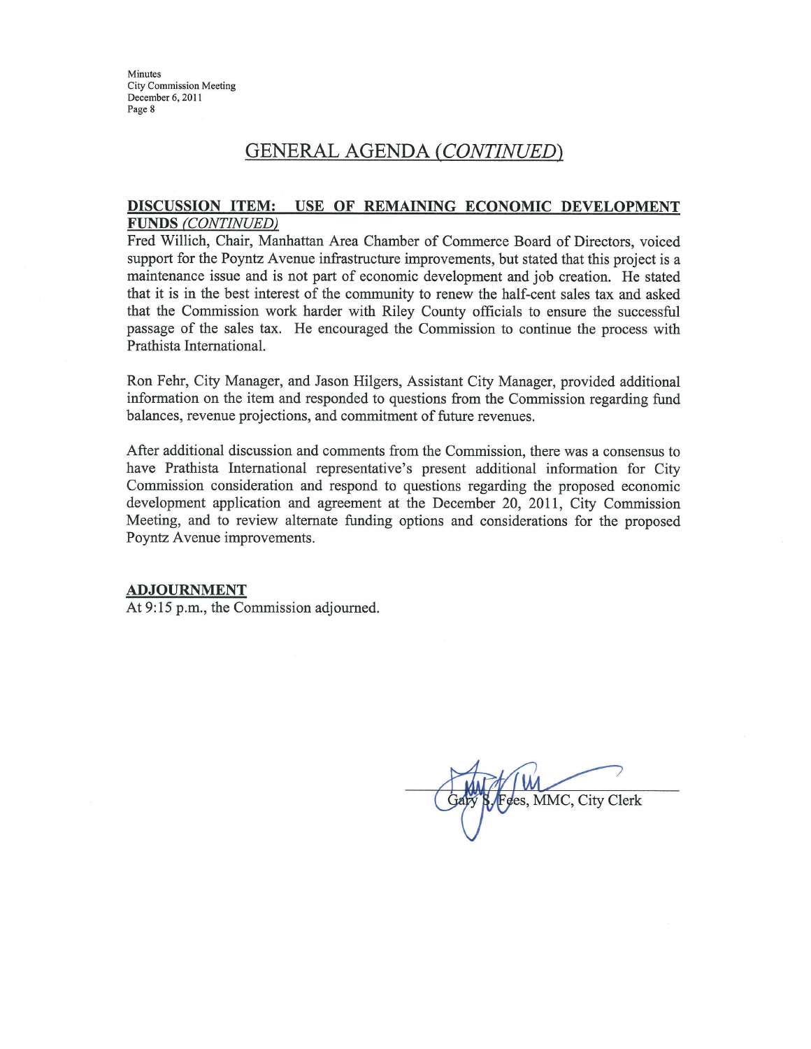## GENERAL AGENDA *(CONTINUED)*

**DISCUSSION ITEM: USE OF REMAINING ECONOMIC DEVELOPMENT FUNDS** ***(CONTINUED)***

Fred Willich, Chair, Manhattan Area Chamber of Commerce Board of Directors, voiced support for the Poyntz Avenue infrastructure improvements, but stated that this project is a maintenance issue and is not part of economic development and job creation. He stated that it is in the best interest of the community to renew the half-cent sales tax and asked that the Commission work harder with Riley County officials to ensure the successful passage of the sales tax. He encouraged the Commission to continue the process with Prathista International.

Ron Fehr, City Manager, and Jason Hilgers, Assistant City Manager, provided additional information on the item and responded to questions from the Commission regarding fund balances, revenue projections, and commitment of future revenues.

After additional discussion and comments from the Commission, there was a consensus to have Prathista International representative's present additional information for City Commission consideration and respond to questions regarding the proposed economic development application and agreement at the December 20, 2011, City Commission Meeting, and to review alternate funding options and considerations for the proposed Poyntz Avenue improvements.

**ADJOURNMENT**

At 9:15 p.m., the Commission adjourned.

Gary S. Fees, MMC, City Clerk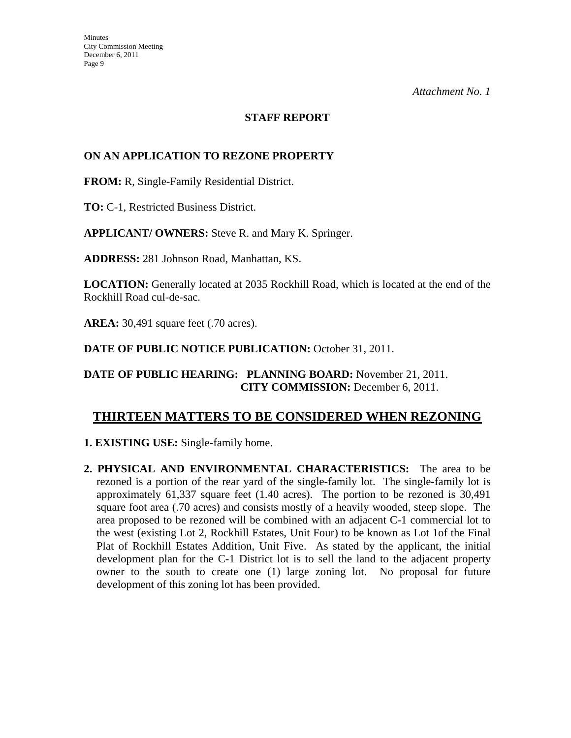*Attachment No. 1*

**STAFF REPORT**

**ON AN APPLICATION TO REZONE PROPERTY**

**FROM:** R, Single-Family Residential District.

**TO:** C-1, Restricted Business District.

**APPLICANT/ OWNERS:** Steve R. and Mary K. Springer.

**ADDRESS:** 281 Johnson Road, Manhattan, KS.

**LOCATION:** Generally located at 2035 Rockhill Road, which is located at the end of the Rockhill Road cul-de-sac.

**AREA:** 30,491 square feet (.70 acres).

**DATE OF PUBLIC NOTICE PUBLICATION:** October 31, 2011.

**DATE OF PUBLIC HEARING: PLANNING BOARD:** November 21, 2011.
**CITY COMMISSION:** December 6, 2011.

## THIRTEEN MATTERS TO BE CONSIDERED WHEN REZONING

**1. EXISTING USE:** Single-family home.

**2. PHYSICAL AND ENVIRONMENTAL CHARACTERISTICS:** The area to be rezoned is a portion of the rear yard of the single-family lot. The single-family lot is approximately 61,337 square feet (1.40 acres). The portion to be rezoned is 30,491 square foot area (.70 acres) and consists mostly of a heavily wooded, steep slope. The area proposed to be rezoned will be combined with an adjacent C-1 commercial lot to the west (existing Lot 2, Rockhill Estates, Unit Four) to be known as Lot 1of the Final Plat of Rockhill Estates Addition, Unit Five. As stated by the applicant, the initial development plan for the C-1 District lot is to sell the land to the adjacent property owner to the south to create one (1) large zoning lot. No proposal for future development of this zoning lot has been provided.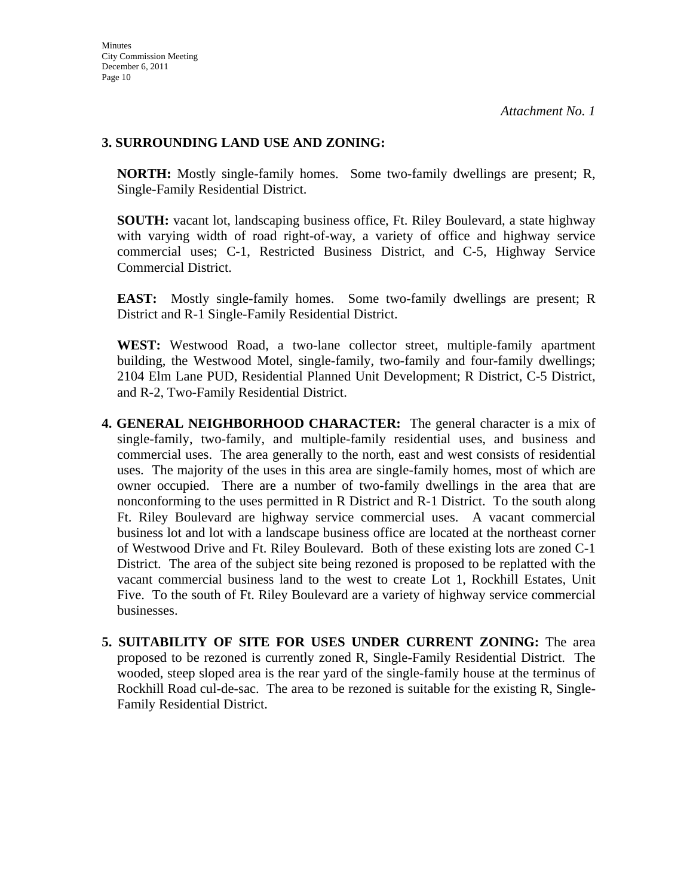*Attachment No. 1*

**3. SURROUNDING LAND USE AND ZONING:**

**NORTH:** Mostly single-family homes. Some two-family dwellings are present; R, Single-Family Residential District.

**SOUTH:** vacant lot, landscaping business office, Ft. Riley Boulevard, a state highway with varying width of road right-of-way, a variety of office and highway service commercial uses; C-1, Restricted Business District, and C-5, Highway Service Commercial District.

**EAST:** Mostly single-family homes. Some two-family dwellings are present; R District and R-1 Single-Family Residential District.

**WEST:** Westwood Road, a two-lane collector street, multiple-family apartment building, the Westwood Motel, single-family, two-family and four-family dwellings; 2104 Elm Lane PUD, Residential Planned Unit Development; R District, C-5 District, and R-2, Two-Family Residential District.

**4. GENERAL NEIGHBORHOOD CHARACTER:** The general character is a mix of single-family, two-family, and multiple-family residential uses, and business and commercial uses. The area generally to the north, east and west consists of residential uses. The majority of the uses in this area are single-family homes, most of which are owner occupied. There are a number of two-family dwellings in the area that are nonconforming to the uses permitted in R District and R-1 District. To the south along Ft. Riley Boulevard are highway service commercial uses. A vacant commercial business lot and lot with a landscape business office are located at the northeast corner of Westwood Drive and Ft. Riley Boulevard. Both of these existing lots are zoned C-1 District. The area of the subject site being rezoned is proposed to be replatted with the vacant commercial business land to the west to create Lot 1, Rockhill Estates, Unit Five. To the south of Ft. Riley Boulevard are a variety of highway service commercial businesses.

**5. SUITABILITY OF SITE FOR USES UNDER CURRENT ZONING:** The area proposed to be rezoned is currently zoned R, Single-Family Residential District. The wooded, steep sloped area is the rear yard of the single-family house at the terminus of Rockhill Road cul-de-sac. The area to be rezoned is suitable for the existing R, Single-Family Residential District.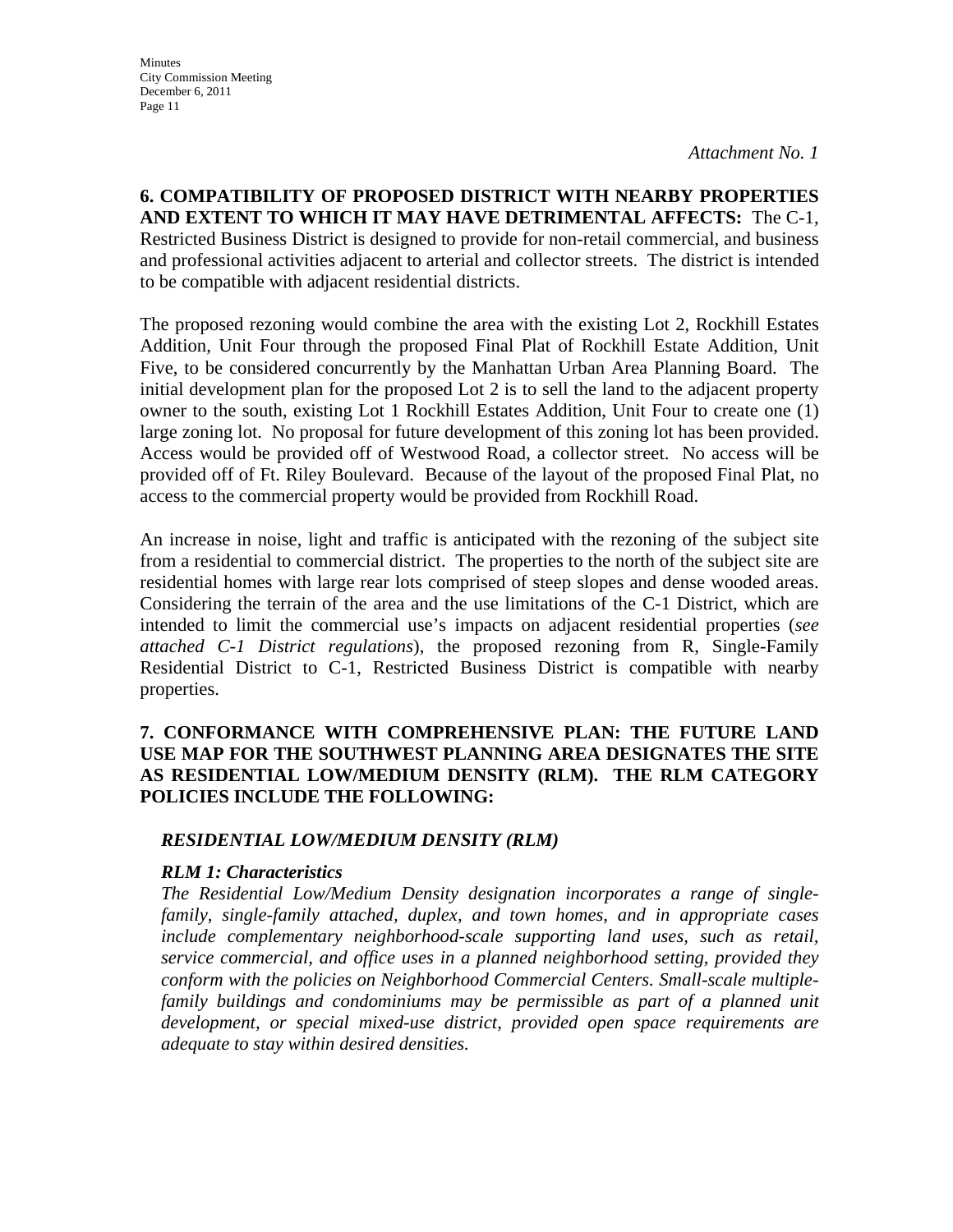*Attachment No. 1*

**6. COMPATIBILITY OF PROPOSED DISTRICT WITH NEARBY PROPERTIES AND EXTENT TO WHICH IT MAY HAVE DETRIMENTAL AFFECTS:** The C-1, Restricted Business District is designed to provide for non-retail commercial, and business and professional activities adjacent to arterial and collector streets. The district is intended to be compatible with adjacent residential districts.

The proposed rezoning would combine the area with the existing Lot 2, Rockhill Estates Addition, Unit Four through the proposed Final Plat of Rockhill Estate Addition, Unit Five, to be considered concurrently by the Manhattan Urban Area Planning Board. The initial development plan for the proposed Lot 2 is to sell the land to the adjacent property owner to the south, existing Lot 1 Rockhill Estates Addition, Unit Four to create one (1) large zoning lot. No proposal for future development of this zoning lot has been provided. Access would be provided off of Westwood Road, a collector street. No access will be provided off of Ft. Riley Boulevard. Because of the layout of the proposed Final Plat, no access to the commercial property would be provided from Rockhill Road.

An increase in noise, light and traffic is anticipated with the rezoning of the subject site from a residential to commercial district. The properties to the north of the subject site are residential homes with large rear lots comprised of steep slopes and dense wooded areas. Considering the terrain of the area and the use limitations of the C-1 District, which are intended to limit the commercial use's impacts on adjacent residential properties (*see attached C-1 District regulations*), the proposed rezoning from R, Single-Family Residential District to C-1, Restricted Business District is compatible with nearby properties.

**7. CONFORMANCE WITH COMPREHENSIVE PLAN: THE FUTURE LAND USE MAP FOR THE SOUTHWEST PLANNING AREA DESIGNATES THE SITE AS RESIDENTIAL LOW/MEDIUM DENSITY (RLM). THE RLM CATEGORY POLICIES INCLUDE THE FOLLOWING:**

***RESIDENTIAL LOW/MEDIUM DENSITY (RLM)***

***RLM 1: Characteristics***

*The Residential Low/Medium Density designation incorporates a range of single-family, single-family attached, duplex, and town homes, and in appropriate cases include complementary neighborhood-scale supporting land uses, such as retail, service commercial, and office uses in a planned neighborhood setting, provided they conform with the policies on Neighborhood Commercial Centers. Small-scale multiple-family buildings and condominiums may be permissible as part of a planned unit development, or special mixed-use district, provided open space requirements are adequate to stay within desired densities.*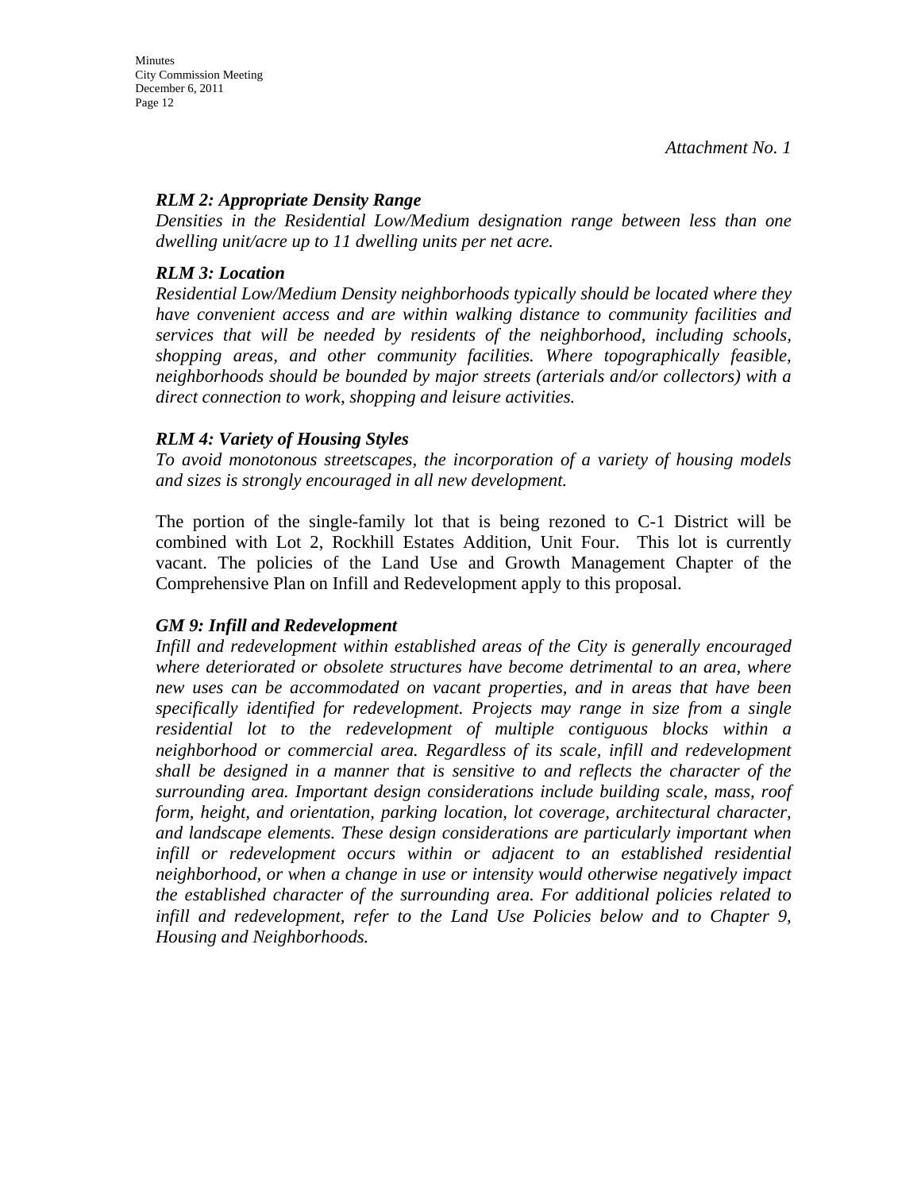*Attachment No. 1*

***RLM 2: Appropriate Density Range***

*Densities in the Residential Low/Medium designation range between less than one dwelling unit/acre up to 11 dwelling units per net acre.*

***RLM 3: Location***

*Residential Low/Medium Density neighborhoods typically should be located where they have convenient access and are within walking distance to community facilities and services that will be needed by residents of the neighborhood, including schools, shopping areas, and other community facilities. Where topographically feasible, neighborhoods should be bounded by major streets (arterials and/or collectors) with a direct connection to work, shopping and leisure activities.*

***RLM 4: Variety of Housing Styles***

*To avoid monotonous streetscapes, the incorporation of a variety of housing models and sizes is strongly encouraged in all new development.*

The portion of the single-family lot that is being rezoned to C-1 District will be combined with Lot 2, Rockhill Estates Addition, Unit Four. This lot is currently vacant. The policies of the Land Use and Growth Management Chapter of the Comprehensive Plan on Infill and Redevelopment apply to this proposal.

***GM 9: Infill and Redevelopment***

*Infill and redevelopment within established areas of the City is generally encouraged where deteriorated or obsolete structures have become detrimental to an area, where new uses can be accommodated on vacant properties, and in areas that have been specifically identified for redevelopment. Projects may range in size from a single residential lot to the redevelopment of multiple contiguous blocks within a neighborhood or commercial area. Regardless of its scale, infill and redevelopment shall be designed in a manner that is sensitive to and reflects the character of the surrounding area. Important design considerations include building scale, mass, roof form, height, and orientation, parking location, lot coverage, architectural character, and landscape elements. These design considerations are particularly important when infill or redevelopment occurs within or adjacent to an established residential neighborhood, or when a change in use or intensity would otherwise negatively impact the established character of the surrounding area. For additional policies related to infill and redevelopment, refer to the Land Use Policies below and to Chapter 9, Housing and Neighborhoods.*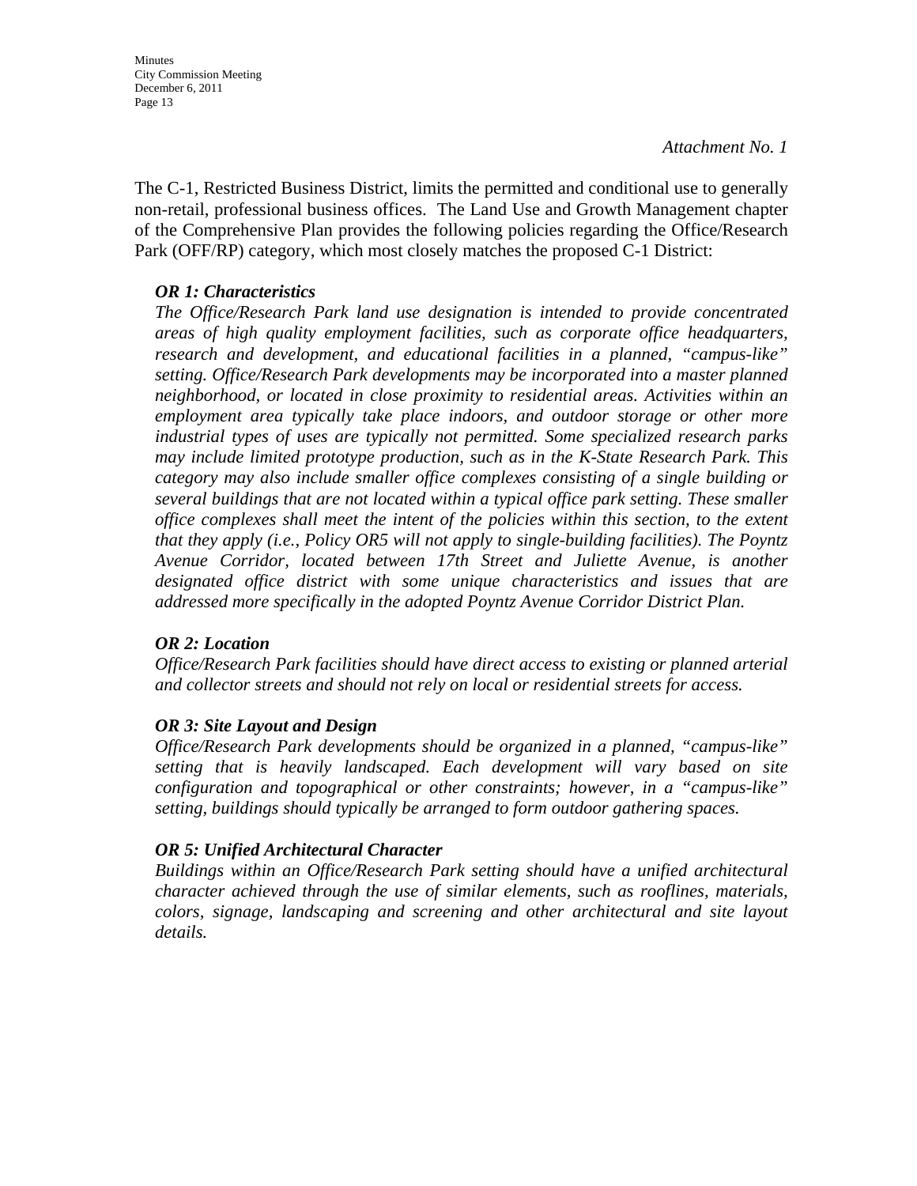*Attachment No. 1*

The C-1, Restricted Business District, limits the permitted and conditional use to generally non-retail, professional business offices. The Land Use and Growth Management chapter of the Comprehensive Plan provides the following policies regarding the Office/Research Park (OFF/RP) category, which most closely matches the proposed C-1 District:

***OR 1: Characteristics***
*The Office/Research Park land use designation is intended to provide concentrated areas of high quality employment facilities, such as corporate office headquarters, research and development, and educational facilities in a planned, "campus-like" setting. Office/Research Park developments may be incorporated into a master planned neighborhood, or located in close proximity to residential areas. Activities within an employment area typically take place indoors, and outdoor storage or other more industrial types of uses are typically not permitted. Some specialized research parks may include limited prototype production, such as in the K-State Research Park. This category may also include smaller office complexes consisting of a single building or several buildings that are not located within a typical office park setting. These smaller office complexes shall meet the intent of the policies within this section, to the extent that they apply (i.e., Policy OR5 will not apply to single-building facilities). The Poyntz Avenue Corridor, located between 17th Street and Juliette Avenue, is another designated office district with some unique characteristics and issues that are addressed more specifically in the adopted Poyntz Avenue Corridor District Plan.*

***OR 2: Location***
*Office/Research Park facilities should have direct access to existing or planned arterial and collector streets and should not rely on local or residential streets for access.*

***OR 3: Site Layout and Design***
*Office/Research Park developments should be organized in a planned, "campus-like" setting that is heavily landscaped. Each development will vary based on site configuration and topographical or other constraints; however, in a "campus-like" setting, buildings should typically be arranged to form outdoor gathering spaces.*

***OR 5: Unified Architectural Character***
*Buildings within an Office/Research Park setting should have a unified architectural character achieved through the use of similar elements, such as rooflines, materials, colors, signage, landscaping and screening and other architectural and site layout details.*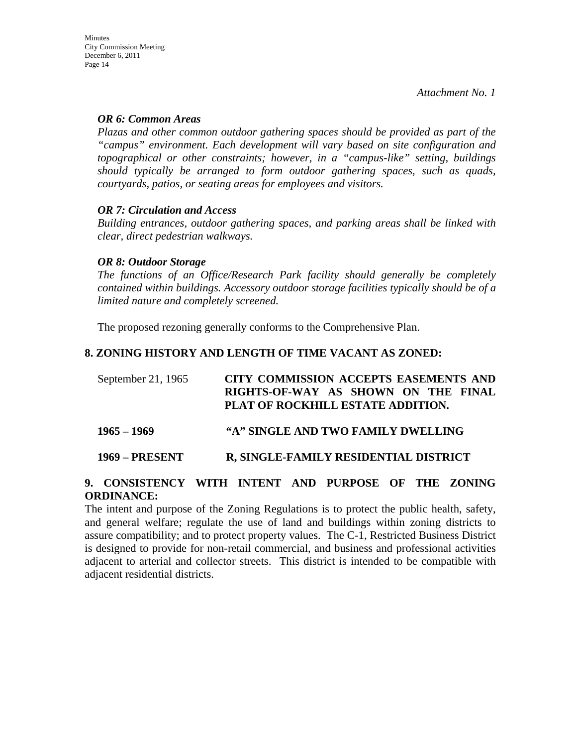*Attachment No. 1*

***OR 6: Common Areas***

*Plazas and other common outdoor gathering spaces should be provided as part of the "campus" environment. Each development will vary based on site configuration and topographical or other constraints; however, in a "campus-like" setting, buildings should typically be arranged to form outdoor gathering spaces, such as quads, courtyards, patios, or seating areas for employees and visitors.*

***OR 7: Circulation and Access***

*Building entrances, outdoor gathering spaces, and parking areas shall be linked with clear, direct pedestrian walkways.*

***OR 8: Outdoor Storage***

*The functions of an Office/Research Park facility should generally be completely contained within buildings. Accessory outdoor storage facilities typically should be of a limited nature and completely screened.*

The proposed rezoning generally conforms to the Comprehensive Plan.

**8. ZONING HISTORY AND LENGTH OF TIME VACANT AS ZONED:**

| | |
|---|---|
| September 21, 1965 | **CITY COMMISSION ACCEPTS EASEMENTS AND RIGHTS-OF-WAY AS SHOWN ON THE FINAL PLAT OF ROCKHILL ESTATE ADDITION.** |
| **1965 – 1969** | **"A" SINGLE AND TWO FAMILY DWELLING** |
| **1969 – PRESENT** | **R, SINGLE-FAMILY RESIDENTIAL DISTRICT** |

**9. CONSISTENCY WITH INTENT AND PURPOSE OF THE ZONING ORDINANCE:**

The intent and purpose of the Zoning Regulations is to protect the public health, safety, and general welfare; regulate the use of land and buildings within zoning districts to assure compatibility; and to protect property values. The C-1, Restricted Business District is designed to provide for non-retail commercial, and business and professional activities adjacent to arterial and collector streets. This district is intended to be compatible with adjacent residential districts.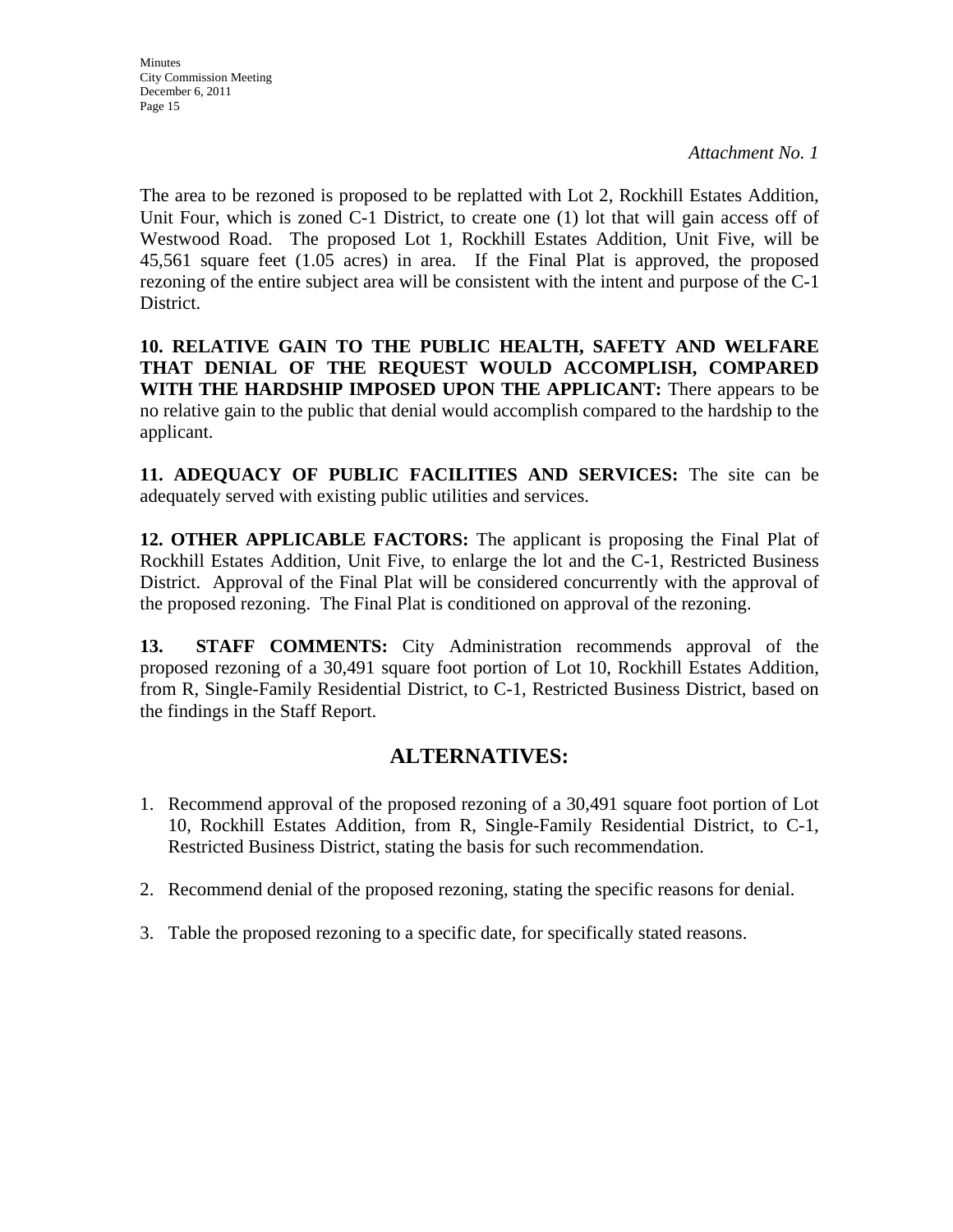*Attachment No. 1*

The area to be rezoned is proposed to be replatted with Lot 2, Rockhill Estates Addition, Unit Four, which is zoned C-1 District, to create one (1) lot that will gain access off of Westwood Road. The proposed Lot 1, Rockhill Estates Addition, Unit Five, will be 45,561 square feet (1.05 acres) in area. If the Final Plat is approved, the proposed rezoning of the entire subject area will be consistent with the intent and purpose of the C-1 District.

**10. RELATIVE GAIN TO THE PUBLIC HEALTH, SAFETY AND WELFARE THAT DENIAL OF THE REQUEST WOULD ACCOMPLISH, COMPARED WITH THE HARDSHIP IMPOSED UPON THE APPLICANT:** There appears to be no relative gain to the public that denial would accomplish compared to the hardship to the applicant.

**11. ADEQUACY OF PUBLIC FACILITIES AND SERVICES:** The site can be adequately served with existing public utilities and services.

**12. OTHER APPLICABLE FACTORS:** The applicant is proposing the Final Plat of Rockhill Estates Addition, Unit Five, to enlarge the lot and the C-1, Restricted Business District. Approval of the Final Plat will be considered concurrently with the approval of the proposed rezoning. The Final Plat is conditioned on approval of the rezoning.

**13. STAFF COMMENTS:** City Administration recommends approval of the proposed rezoning of a 30,491 square foot portion of Lot 10, Rockhill Estates Addition, from R, Single-Family Residential District, to C-1, Restricted Business District, based on the findings in the Staff Report.

## ALTERNATIVES:

1. Recommend approval of the proposed rezoning of a 30,491 square foot portion of Lot 10, Rockhill Estates Addition, from R, Single-Family Residential District, to C-1, Restricted Business District, stating the basis for such recommendation.
2. Recommend denial of the proposed rezoning, stating the specific reasons for denial.
3. Table the proposed rezoning to a specific date, for specifically stated reasons.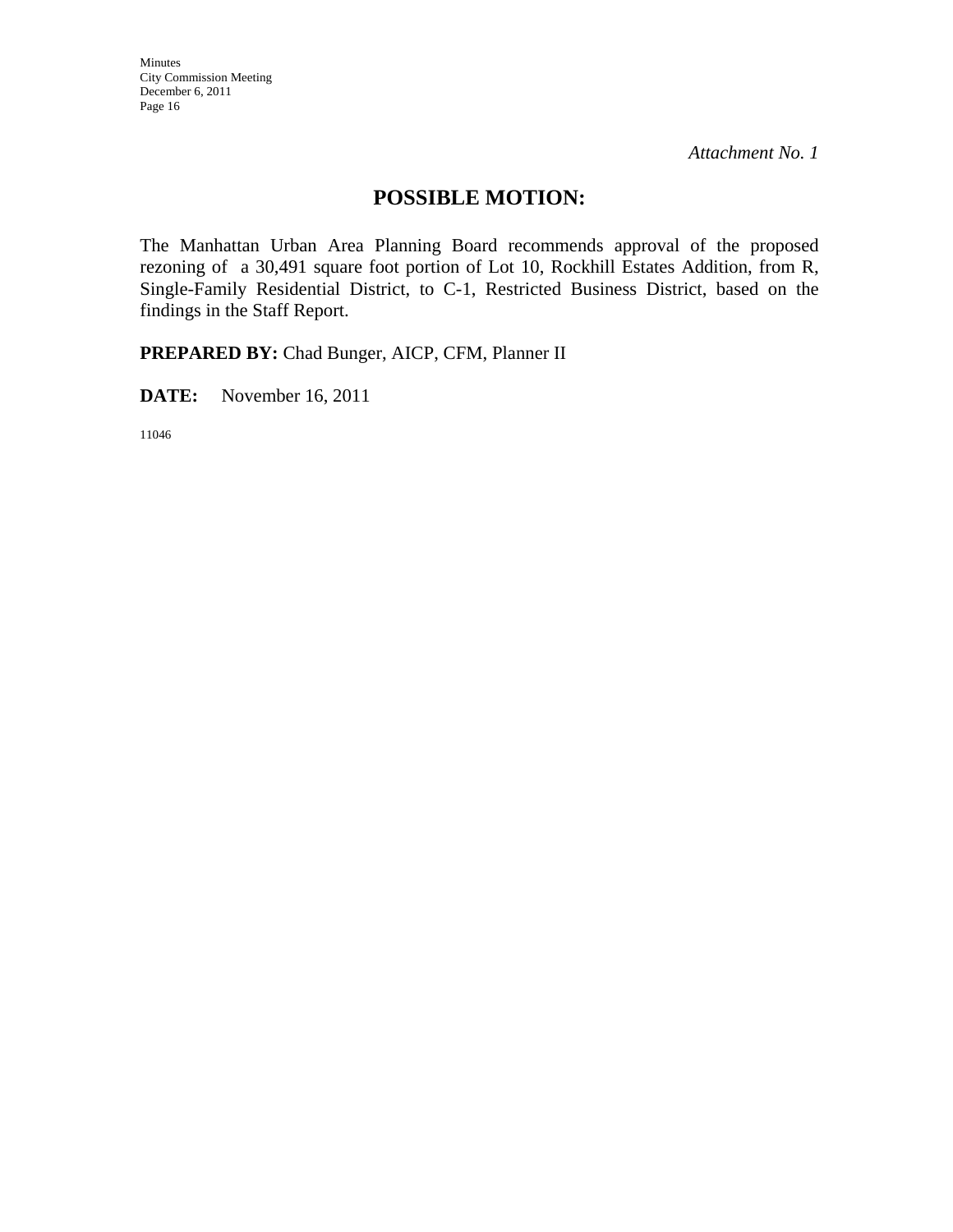*Attachment No. 1*

## POSSIBLE MOTION:

The Manhattan Urban Area Planning Board recommends approval of the proposed rezoning of a 30,491 square foot portion of Lot 10, Rockhill Estates Addition, from R, Single-Family Residential District, to C-1, Restricted Business District, based on the findings in the Staff Report.

**PREPARED BY:** Chad Bunger, AICP, CFM, Planner II

**DATE:** November 16, 2011

11046